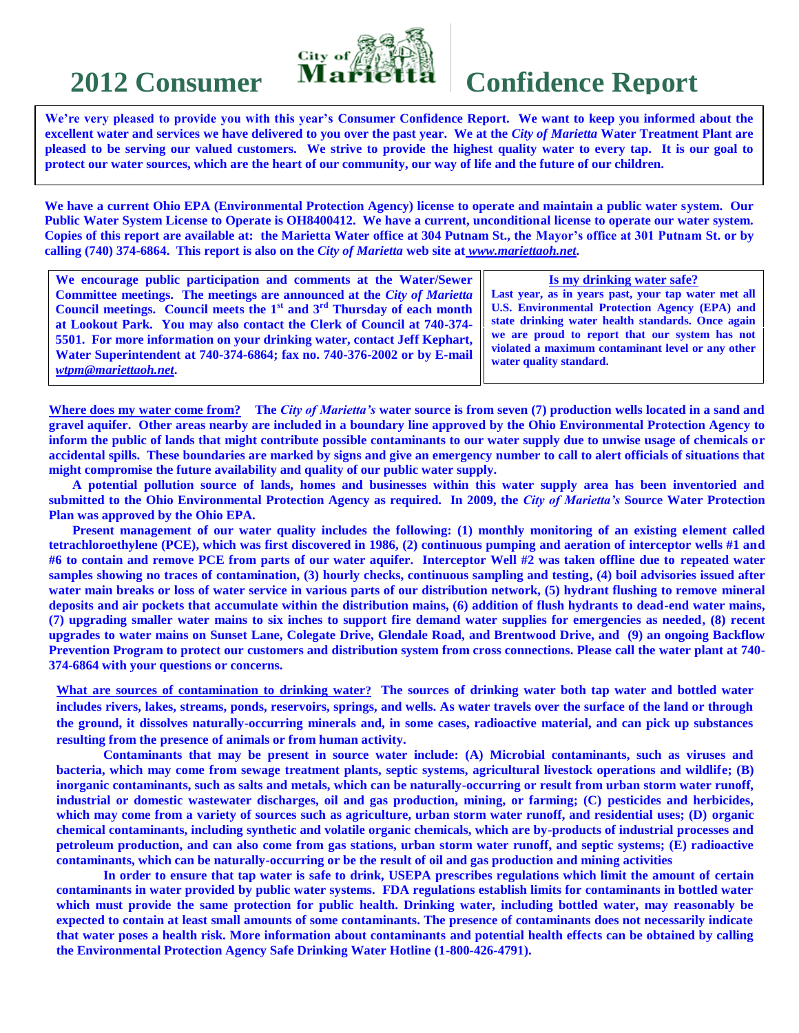# 2012 Consumer Confidence Report

**We're very pleased to provide you with this year's Consumer Confidence Report. We want to keep you informed about the excellent water and services we have delivered to you over the past year. We at the *City of Marietta* Water Treatment Plant are pleased to be serving our valued customers. We strive to provide the highest quality water to every tap. It is our goal to protect our water sources, which are the heart of our community, our way of life and the future of our children.**

**We have a current Ohio EPA (Environmental Protection Agency) license to operate and maintain a public water system. Our Public Water System License to Operate is OH8400412. We have a current, unconditional license to operate our water system. Copies of this report are available at: the Marietta Water office at 304 Putnam St., the Mayor's office at 301 Putnam St. or by calling (740) 374-6864. This report is also on the *City of Marietta* web site at *www.mariettaoh.net*.**

**We encourage public participation and comments at the Water/Sewer Committee meetings. The meetings are announced at the *City of Marietta* Council meetings. Council meets the 1st and 3rd Thursday of each month at Lookout Park. You may also contact the Clerk of Council at 740-374-5501. For more information on your drinking water, contact Jeff Kephart, Water Superintendent at 740-374-6864; fax no. 740-376-2002 or by E-mail *wtpm@mariettaoh.net*.**

**Is my drinking water safe?**

**Last year, as in years past, your tap water met all U.S. Environmental Protection Agency (EPA) and state drinking water health standards. Once again we are proud to report that our system has not violated a maximum contaminant level or any other water quality standard.**

**Where does my water come from?** **The *City of Marietta's* water source is from seven (7) production wells located in a sand and gravel aquifer. Other areas nearby are included in a boundary line approved by the Ohio Environmental Protection Agency to inform the public of lands that might contribute possible contaminants to our water supply due to unwise usage of chemicals or accidental spills. These boundaries are marked by signs and give an emergency number to call to alert officials of situations that might compromise the future availability and quality of our public water supply.**

**A potential pollution source of lands, homes and businesses within this water supply area has been inventoried and submitted to the Ohio Environmental Protection Agency as required. In 2009, the *City of Marietta's* Source Water Protection Plan was approved by the Ohio EPA.**

**Present management of our water quality includes the following: (1) monthly monitoring of an existing element called tetrachloroethylene (PCE), which was first discovered in 1986, (2) continuous pumping and aeration of interceptor wells #1 and #6 to contain and remove PCE from parts of our water aquifer. Interceptor Well #2 was taken offline due to repeated water samples showing no traces of contamination, (3) hourly checks, continuous sampling and testing, (4) boil advisories issued after water main breaks or loss of water service in various parts of our distribution network, (5) hydrant flushing to remove mineral deposits and air pockets that accumulate within the distribution mains, (6) addition of flush hydrants to dead-end water mains, (7) upgrading smaller water mains to six inches to support fire demand water supplies for emergencies as needed, (8) recent upgrades to water mains on Sunset Lane, Colegate Drive, Glendale Road, and Brentwood Drive, and (9) an ongoing Backflow Prevention Program to protect our customers and distribution system from cross connections. Please call the water plant at 740-374-6864 with your questions or concerns.**

**What are sources of contamination to drinking water?** **The sources of drinking water both tap water and bottled water includes rivers, lakes, streams, ponds, reservoirs, springs, and wells. As water travels over the surface of the land or through the ground, it dissolves naturally-occurring minerals and, in some cases, radioactive material, and can pick up substances resulting from the presence of animals or from human activity.**

**Contaminants that may be present in source water include: (A) Microbial contaminants, such as viruses and bacteria, which may come from sewage treatment plants, septic systems, agricultural livestock operations and wildlife; (B) inorganic contaminants, such as salts and metals, which can be naturally-occurring or result from urban storm water runoff, industrial or domestic wastewater discharges, oil and gas production, mining, or farming; (C) pesticides and herbicides, which may come from a variety of sources such as agriculture, urban storm water runoff, and residential uses; (D) organic chemical contaminants, including synthetic and volatile organic chemicals, which are by-products of industrial processes and petroleum production, and can also come from gas stations, urban storm water runoff, and septic systems; (E) radioactive contaminants, which can be naturally-occurring or be the result of oil and gas production and mining activities**

**In order to ensure that tap water is safe to drink, USEPA prescribes regulations which limit the amount of certain contaminants in water provided by public water systems. FDA regulations establish limits for contaminants in bottled water which must provide the same protection for public health. Drinking water, including bottled water, may reasonably be expected to contain at least small amounts of some contaminants. The presence of contaminants does not necessarily indicate that water poses a health risk. More information about contaminants and potential health effects can be obtained by calling the Environmental Protection Agency Safe Drinking Water Hotline (1-800-426-4791).**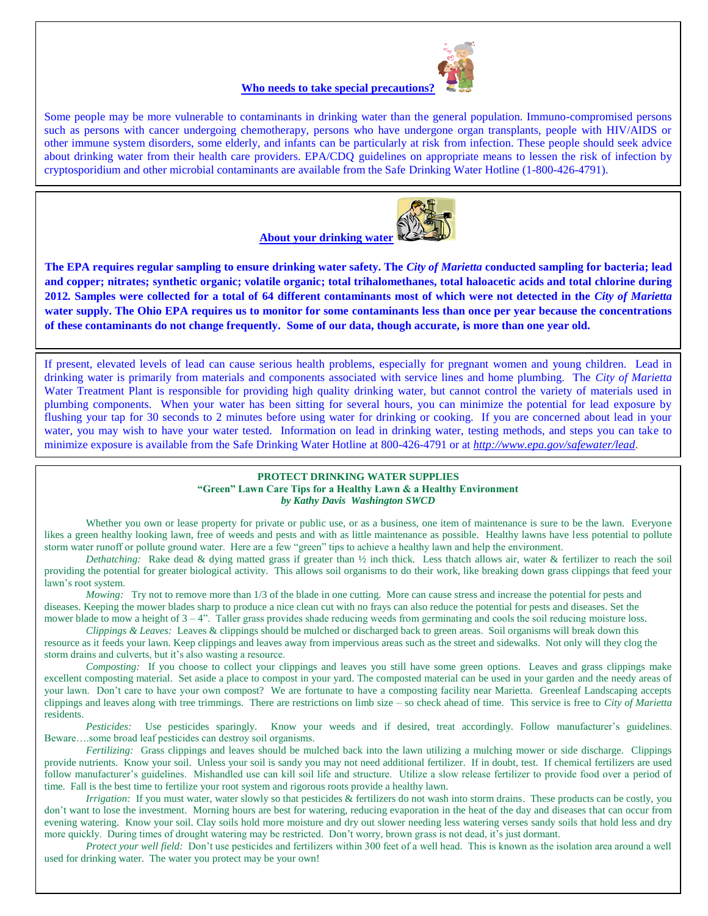## Who needs to take special precautions?

Some people may be more vulnerable to contaminants in drinking water than the general population. Immuno-compromised persons such as persons with cancer undergoing chemotherapy, persons who have undergone organ transplants, people with HIV/AIDS or other immune system disorders, some elderly, and infants can be particularly at risk from infection. These people should seek advice about drinking water from their health care providers. EPA/CDQ guidelines on appropriate means to lessen the risk of infection by cryptosporidium and other microbial contaminants are available from the Safe Drinking Water Hotline (1-800-426-4791).

## About your drinking water

**The EPA requires regular sampling to ensure drinking water safety. The *City of Marietta* conducted sampling for bacteria; lead and copper; nitrates; synthetic organic; volatile organic; total trihalomethanes, total haloacetic acids and total chlorine during 2012. Samples were collected for a total of 64 different contaminants most of which were not detected in the *City of Marietta* water supply. The Ohio EPA requires us to monitor for some contaminants less than once per year because the concentrations of these contaminants do not change frequently. Some of our data, though accurate, is more than one year old.**

If present, elevated levels of lead can cause serious health problems, especially for pregnant women and young children. Lead in drinking water is primarily from materials and components associated with service lines and home plumbing. The *City of Marietta* Water Treatment Plant is responsible for providing high quality drinking water, but cannot control the variety of materials used in plumbing components. When your water has been sitting for several hours, you can minimize the potential for lead exposure by flushing your tap for 30 seconds to 2 minutes before using water for drinking or cooking. If you are concerned about lead in your water, you may wish to have your water tested. Information on lead in drinking water, testing methods, and steps you can take to minimize exposure is available from the Safe Drinking Water Hotline at 800-426-4791 or at *http://www.epa.gov/safewater/lead*.

## PROTECT DRINKING WATER SUPPLIES

### "Green" Lawn Care Tips for a Healthy Lawn & a Healthy Environment

***by Kathy Davis Washington SWCD***

Whether you own or lease property for private or public use, or as a business, one item of maintenance is sure to be the lawn. Everyone likes a green healthy looking lawn, free of weeds and pests and with as little maintenance as possible. Healthy lawns have less potential to pollute storm water runoff or pollute ground water. Here are a few "green" tips to achieve a healthy lawn and help the environment.

*Dethatching:* Rake dead & dying matted grass if greater than ½ inch thick. Less thatch allows air, water & fertilizer to reach the soil providing the potential for greater biological activity. This allows soil organisms to do their work, like breaking down grass clippings that feed your lawn's root system.

*Mowing:* Try not to remove more than 1/3 of the blade in one cutting. More can cause stress and increase the potential for pests and diseases. Keeping the mower blades sharp to produce a nice clean cut with no frays can also reduce the potential for pests and diseases. Set the mower blade to mow a height of 3 – 4". Taller grass provides shade reducing weeds from germinating and cools the soil reducing moisture loss.

*Clippings & Leaves:* Leaves & clippings should be mulched or discharged back to green areas. Soil organisms will break down this resource as it feeds your lawn. Keep clippings and leaves away from impervious areas such as the street and sidewalks. Not only will they clog the storm drains and culverts, but it's also wasting a resource.

*Composting:* If you choose to collect your clippings and leaves you still have some green options. Leaves and grass clippings make excellent composting material. Set aside a place to compost in your yard. The composted material can be used in your garden and the needy areas of your lawn. Don't care to have your own compost? We are fortunate to have a composting facility near Marietta. Greenleaf Landscaping accepts clippings and leaves along with tree trimmings. There are restrictions on limb size – so check ahead of time. This service is free to *City of Marietta* residents.

*Pesticides:* Use pesticides sparingly. Know your weeds and if desired, treat accordingly. Follow manufacturer's guidelines. Beware….some broad leaf pesticides can destroy soil organisms.

*Fertilizing:* Grass clippings and leaves should be mulched back into the lawn utilizing a mulching mower or side discharge. Clippings provide nutrients. Know your soil. Unless your soil is sandy you may not need additional fertilizer. If in doubt, test. If chemical fertilizers are used follow manufacturer's guidelines. Mishandled use can kill soil life and structure. Utilize a slow release fertilizer to provide food over a period of time. Fall is the best time to fertilize your root system and rigorous roots provide a healthy lawn.

*Irrigation:* If you must water, water slowly so that pesticides & fertilizers do not wash into storm drains. These products can be costly, you don't want to lose the investment. Morning hours are best for watering, reducing evaporation in the heat of the day and diseases that can occur from evening watering. Know your soil. Clay soils hold more moisture and dry out slower needing less watering verses sandy soils that hold less and dry more quickly. During times of drought watering may be restricted. Don't worry, brown grass is not dead, it's just dormant.

*Protect your well field:* Don't use pesticides and fertilizers within 300 feet of a well head. This is known as the isolation area around a well used for drinking water. The water you protect may be your own!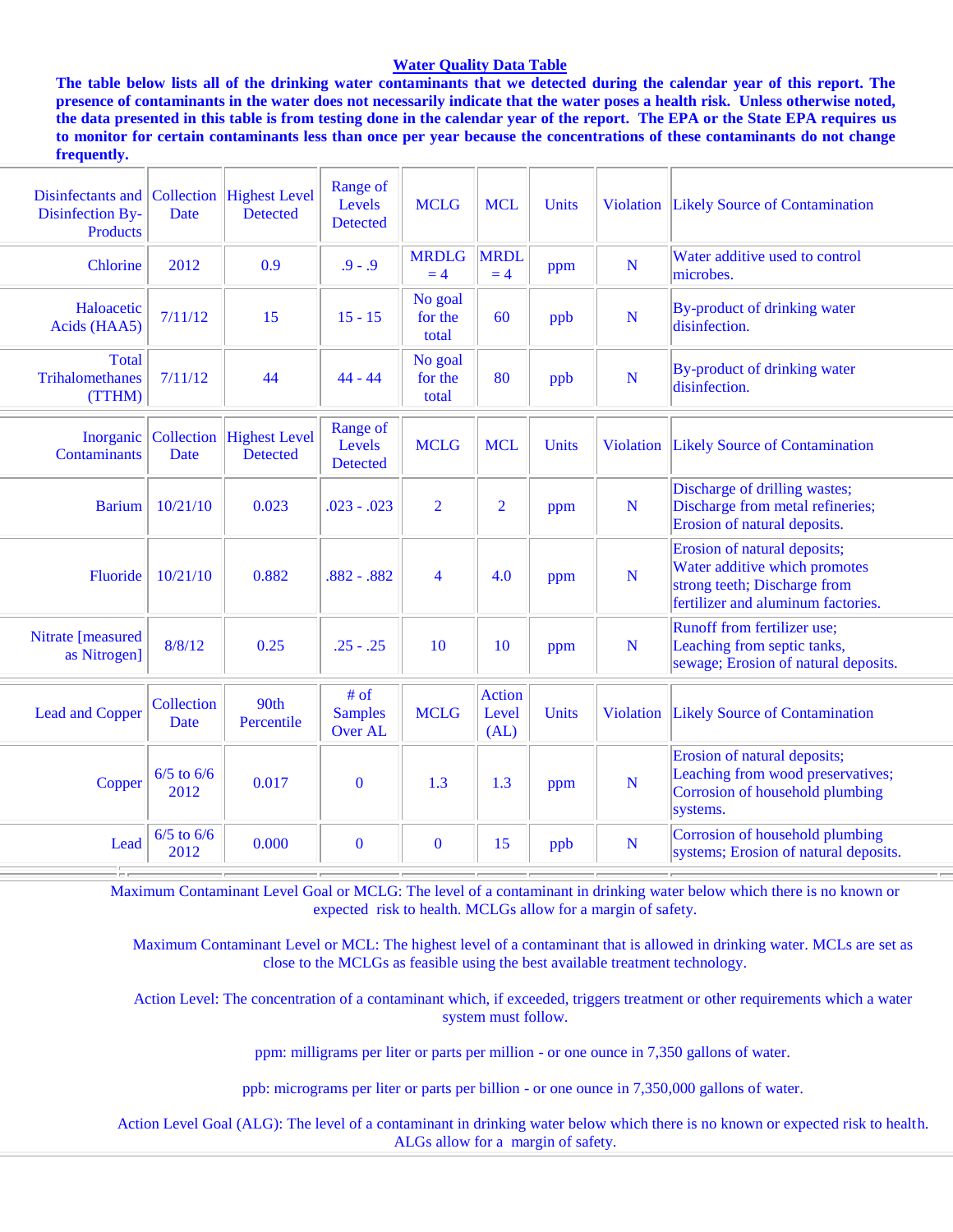## Water Quality Data Table

**The table below lists all of the drinking water contaminants that we detected during the calendar year of this report. The presence of contaminants in the water does not necessarily indicate that the water poses a health risk. Unless otherwise noted, the data presented in this table is from testing done in the calendar year of the report. The EPA or the State EPA requires us to monitor for certain contaminants less than once per year because the concentrations of these contaminants do not change frequently.**

| Disinfectants and Disinfection By-Products | Collection Date | Highest Level Detected | Range of Levels Detected | MCLG | MCL | Units | Violation | Likely Source of Contamination |
|---|---|---|---|---|---|---|---|---|
| Chlorine | 2012 | 0.9 | .9 - .9 | MRDLG = 4 | MRDL = 4 | ppm | N | Water additive used to control microbes. |
| Haloacetic Acids (HAA5) | 7/11/12 | 15 | 15 - 15 | No goal for the total | 60 | ppb | N | By-product of drinking water disinfection. |
| Total Trihalomethanes (TTHM) | 7/11/12 | 44 | 44 - 44 | No goal for the total | 80 | ppb | N | By-product of drinking water disinfection. |

| Inorganic Contaminants | Collection Date | Highest Level Detected | Range of Levels Detected | MCLG | MCL | Units | Violation | Likely Source of Contamination |
|---|---|---|---|---|---|---|---|---|
| Barium | 10/21/10 | 0.023 | .023 - .023 | 2 | 2 | ppm | N | Discharge of drilling wastes; Discharge from metal refineries; Erosion of natural deposits. |
| Fluoride | 10/21/10 | 0.882 | .882 - .882 | 4 | 4.0 | ppm | N | Erosion of natural deposits; Water additive which promotes strong teeth; Discharge from fertilizer and aluminum factories. |
| Nitrate [measured as Nitrogen] | 8/8/12 | 0.25 | .25 - .25 | 10 | 10 | ppm | N | Runoff from fertilizer use; Leaching from septic tanks, sewage; Erosion of natural deposits. |

| Lead and Copper | Collection Date | 90th Percentile | # of Samples Over AL | MCLG | Action Level (AL) | Units | Violation | Likely Source of Contamination |
|---|---|---|---|---|---|---|---|---|
| Copper | 6/5 to 6/6 2012 | 0.017 | 0 | 1.3 | 1.3 | ppm | N | Erosion of natural deposits; Leaching from wood preservatives; Corrosion of household plumbing systems. |
| Lead | 6/5 to 6/6 2012 | 0.000 | 0 | 0 | 15 | ppb | N | Corrosion of household plumbing systems; Erosion of natural deposits. |

Maximum Contaminant Level Goal or MCLG: The level of a contaminant in drinking water below which there is no known or expected risk to health. MCLGs allow for a margin of safety.

Maximum Contaminant Level or MCL: The highest level of a contaminant that is allowed in drinking water. MCLs are set as close to the MCLGs as feasible using the best available treatment technology.

Action Level: The concentration of a contaminant which, if exceeded, triggers treatment or other requirements which a water system must follow.

ppm: milligrams per liter or parts per million - or one ounce in 7,350 gallons of water.

ppb: micrograms per liter or parts per billion - or one ounce in 7,350,000 gallons of water.

Action Level Goal (ALG): The level of a contaminant in drinking water below which there is no known or expected risk to health. ALGs allow for a margin of safety.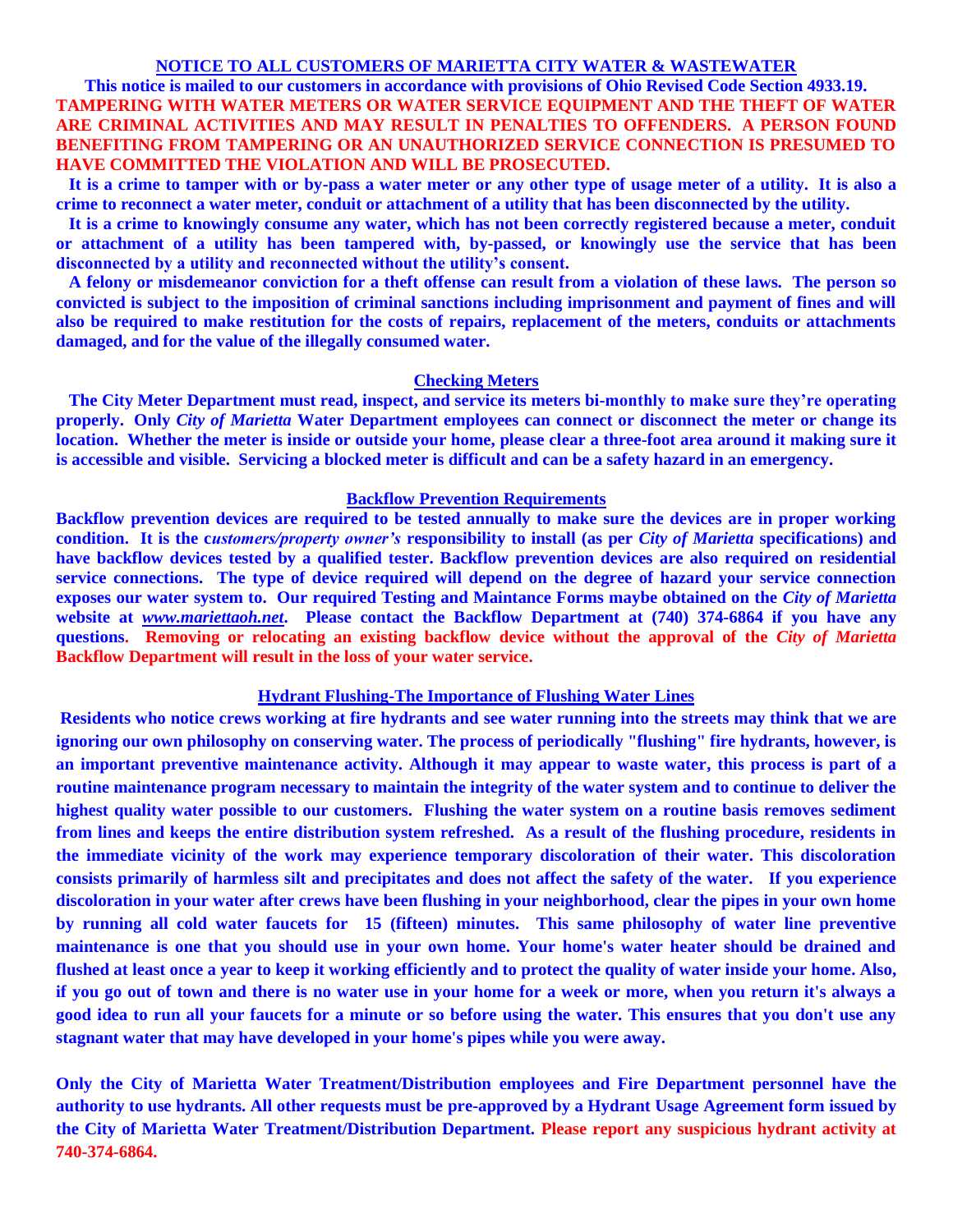## NOTICE TO ALL CUSTOMERS OF MARIETTA CITY WATER & WASTEWATER

**This notice is mailed to our customers in accordance with provisions of Ohio Revised Code Section 4933.19.**

**TAMPERING WITH WATER METERS OR WATER SERVICE EQUIPMENT AND THE THEFT OF WATER ARE CRIMINAL ACTIVITIES AND MAY RESULT IN PENALTIES TO OFFENDERS. A PERSON FOUND BENEFITING FROM TAMPERING OR AN UNAUTHORIZED SERVICE CONNECTION IS PRESUMED TO HAVE COMMITTED THE VIOLATION AND WILL BE PROSECUTED.**

**It is a crime to tamper with or by-pass a water meter or any other type of usage meter of a utility. It is also a crime to reconnect a water meter, conduit or attachment of a utility that has been disconnected by the utility.**

**It is a crime to knowingly consume any water, which has not been correctly registered because a meter, conduit or attachment of a utility has been tampered with, by-passed, or knowingly use the service that has been disconnected by a utility and reconnected without the utility's consent.**

**A felony or misdemeanor conviction for a theft offense can result from a violation of these laws. The person so convicted is subject to the imposition of criminal sanctions including imprisonment and payment of fines and will also be required to make restitution for the costs of repairs, replacement of the meters, conduits or attachments damaged, and for the value of the illegally consumed water.**

### Checking Meters

**The City Meter Department must read, inspect, and service its meters bi-monthly to make sure they're operating properly. Only *City of Marietta* Water Department employees can connect or disconnect the meter or change its location. Whether the meter is inside or outside your home, please clear a three-foot area around it making sure it is accessible and visible. Servicing a blocked meter is difficult and can be a safety hazard in an emergency.**

### Backflow Prevention Requirements

**Backflow prevention devices are required to be tested annually to make sure the devices are in proper working condition. It is the c*ustomers/property owner's* responsibility to install (as per *City of Marietta* specifications) and have backflow devices tested by a qualified tester. Backflow prevention devices are also required on residential service connections. The type of device required will depend on the degree of hazard your service connection exposes our water system to. Our required Testing and Maintance Forms maybe obtained on the *City of Marietta* website at *www.mariettaoh.net*. Please contact the Backflow Department at (740) 374-6864 if you have any questions. Removing or relocating an existing backflow device without the approval of the *City of Marietta* Backflow Department will result in the loss of your water service.**

### Hydrant Flushing-The Importance of Flushing Water Lines

**Residents who notice crews working at fire hydrants and see water running into the streets may think that we are ignoring our own philosophy on conserving water. The process of periodically "flushing" fire hydrants, however, is an important preventive maintenance activity. Although it may appear to waste water, this process is part of a routine maintenance program necessary to maintain the integrity of the water system and to continue to deliver the highest quality water possible to our customers. Flushing the water system on a routine basis removes sediment from lines and keeps the entire distribution system refreshed. As a result of the flushing procedure, residents in the immediate vicinity of the work may experience temporary discoloration of their water. This discoloration consists primarily of harmless silt and precipitates and does not affect the safety of the water. If you experience discoloration in your water after crews have been flushing in your neighborhood, clear the pipes in your own home by running all cold water faucets for 15 (fifteen) minutes. This same philosophy of water line preventive maintenance is one that you should use in your own home. Your home's water heater should be drained and flushed at least once a year to keep it working efficiently and to protect the quality of water inside your home. Also, if you go out of town and there is no water use in your home for a week or more, when you return it's always a good idea to run all your faucets for a minute or so before using the water. This ensures that you don't use any stagnant water that may have developed in your home's pipes while you were away.**

**Only the City of Marietta Water Treatment/Distribution employees and Fire Department personnel have the authority to use hydrants. All other requests must be pre-approved by a Hydrant Usage Agreement form issued by the City of Marietta Water Treatment/Distribution Department. Please report any suspicious hydrant activity at 740-374-6864.**